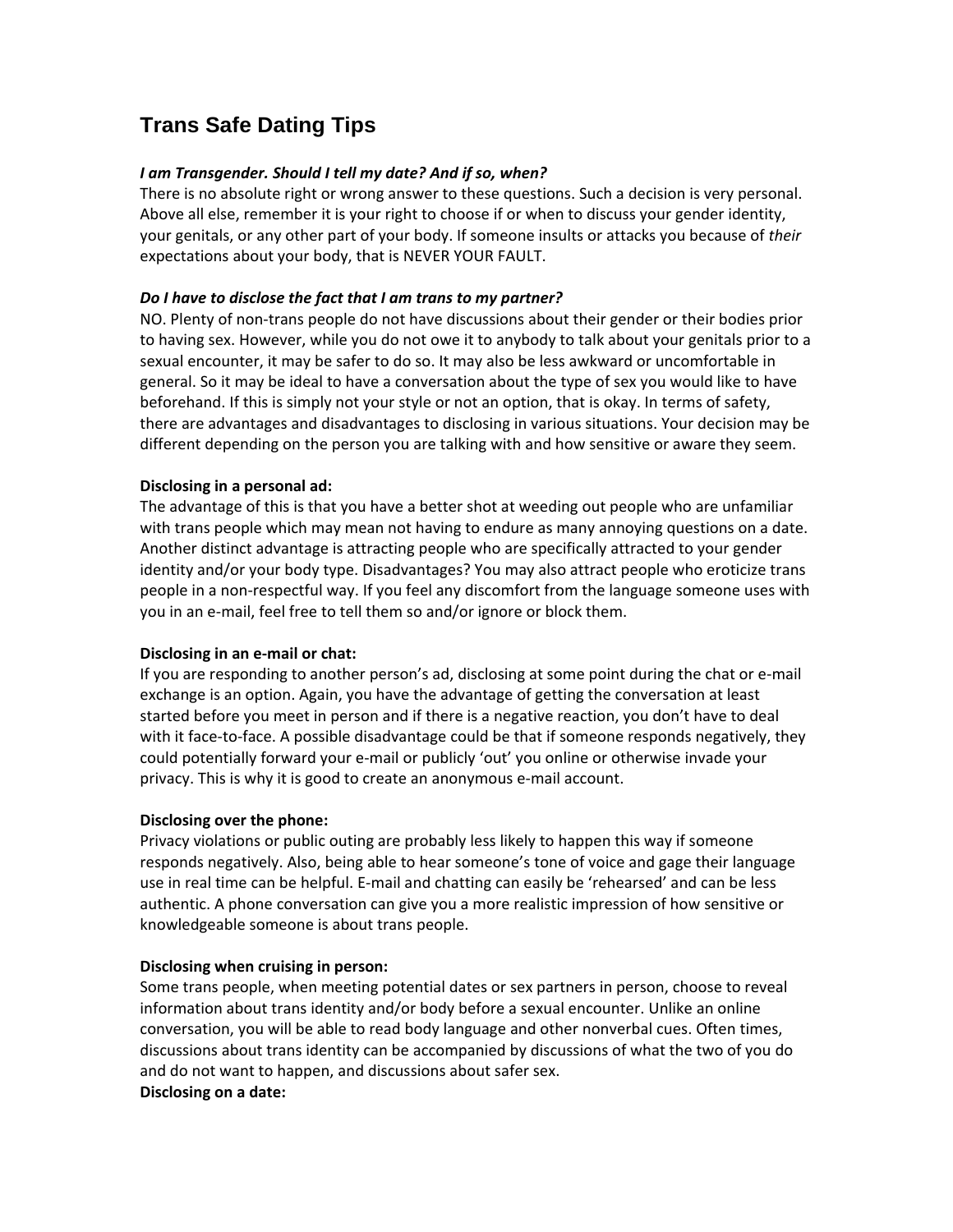# Trans Safe Dating Tips

***I am Transgender. Should I tell my date? And if so, when?***

There is no absolute right or wrong answer to these questions. Such a decision is very personal. Above all else, remember it is your right to choose if or when to discuss your gender identity, your genitals, or any other part of your body. If someone insults or attacks you because of *their* expectations about your body, that is NEVER YOUR FAULT.

***Do I have to disclose the fact that I am trans to my partner?***

NO. Plenty of non-trans people do not have discussions about their gender or their bodies prior to having sex. However, while you do not owe it to anybody to talk about your genitals prior to a sexual encounter, it may be safer to do so. It may also be less awkward or uncomfortable in general. So it may be ideal to have a conversation about the type of sex you would like to have beforehand. If this is simply not your style or not an option, that is okay. In terms of safety, there are advantages and disadvantages to disclosing in various situations. Your decision may be different depending on the person you are talking with and how sensitive or aware they seem.

**Disclosing in a personal ad:**

The advantage of this is that you have a better shot at weeding out people who are unfamiliar with trans people which may mean not having to endure as many annoying questions on a date. Another distinct advantage is attracting people who are specifically attracted to your gender identity and/or your body type. Disadvantages? You may also attract people who eroticize trans people in a non-respectful way. If you feel any discomfort from the language someone uses with you in an e-mail, feel free to tell them so and/or ignore or block them.

**Disclosing in an e-mail or chat:**

If you are responding to another person's ad, disclosing at some point during the chat or e-mail exchange is an option. Again, you have the advantage of getting the conversation at least started before you meet in person and if there is a negative reaction, you don't have to deal with it face-to-face. A possible disadvantage could be that if someone responds negatively, they could potentially forward your e-mail or publicly 'out' you online or otherwise invade your privacy. This is why it is good to create an anonymous e-mail account.

**Disclosing over the phone:**

Privacy violations or public outing are probably less likely to happen this way if someone responds negatively. Also, being able to hear someone's tone of voice and gage their language use in real time can be helpful. E-mail and chatting can easily be 'rehearsed' and can be less authentic. A phone conversation can give you a more realistic impression of how sensitive or knowledgeable someone is about trans people.

**Disclosing when cruising in person:**

Some trans people, when meeting potential dates or sex partners in person, choose to reveal information about trans identity and/or body before a sexual encounter. Unlike an online conversation, you will be able to read body language and other nonverbal cues. Often times, discussions about trans identity can be accompanied by discussions of what the two of you do and do not want to happen, and discussions about safer sex.

**Disclosing on a date:**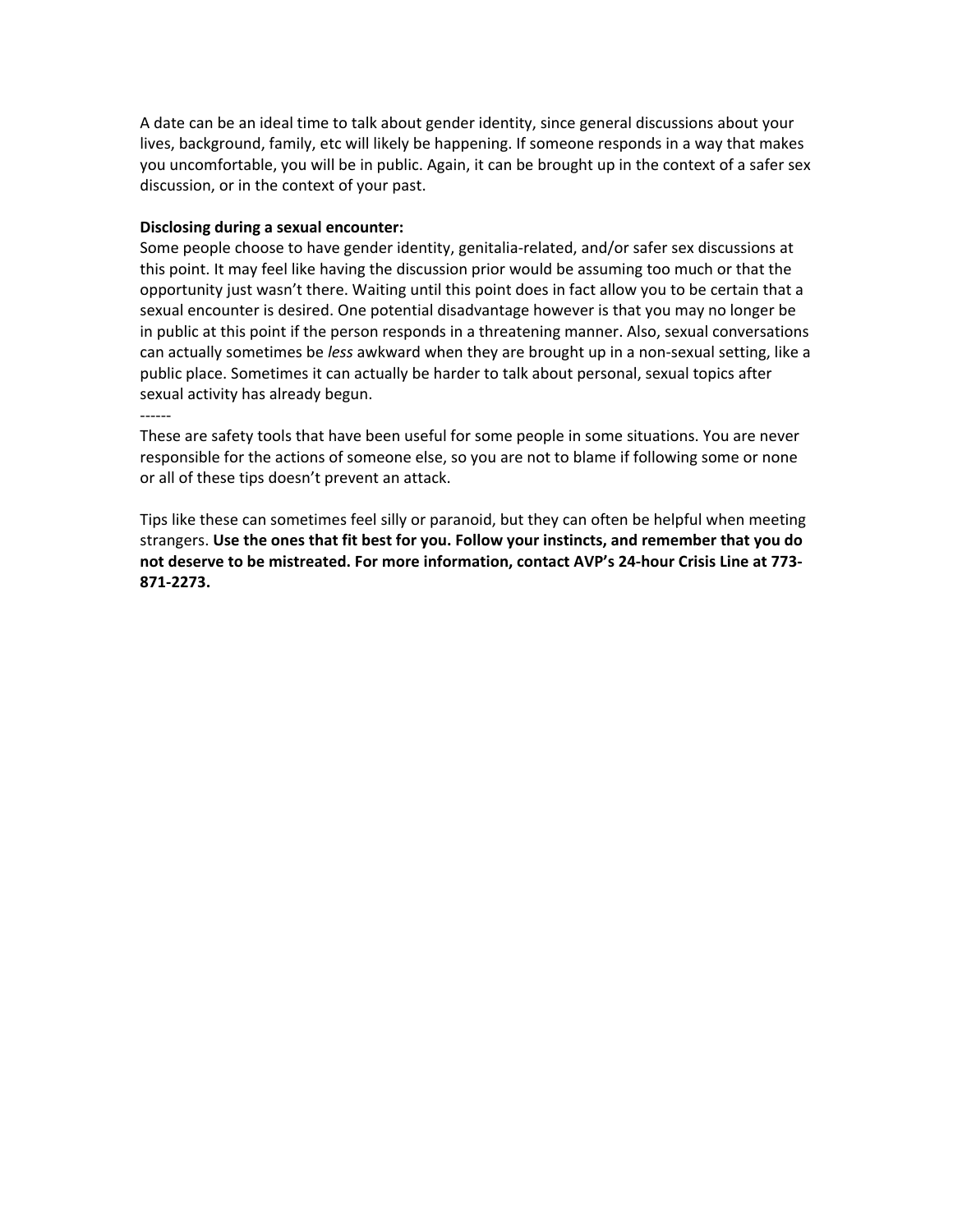A date can be an ideal time to talk about gender identity, since general discussions about your lives, background, family, etc will likely be happening. If someone responds in a way that makes you uncomfortable, you will be in public. Again, it can be brought up in the context of a safer sex discussion, or in the context of your past.

**Disclosing during a sexual encounter:**
Some people choose to have gender identity, genitalia-related, and/or safer sex discussions at this point. It may feel like having the discussion prior would be assuming too much or that the opportunity just wasn't there. Waiting until this point does in fact allow you to be certain that a sexual encounter is desired. One potential disadvantage however is that you may no longer be in public at this point if the person responds in a threatening manner. Also, sexual conversations can actually sometimes be *less* awkward when they are brought up in a non-sexual setting, like a public place. Sometimes it can actually be harder to talk about personal, sexual topics after sexual activity has already begun.

------

These are safety tools that have been useful for some people in some situations. You are never responsible for the actions of someone else, so you are not to blame if following some or none or all of these tips doesn't prevent an attack.

Tips like these can sometimes feel silly or paranoid, but they can often be helpful when meeting strangers. **Use the ones that fit best for you. Follow your instincts, and remember that you do not deserve to be mistreated. For more information, contact AVP's 24-hour Crisis Line at 773-871-2273.**